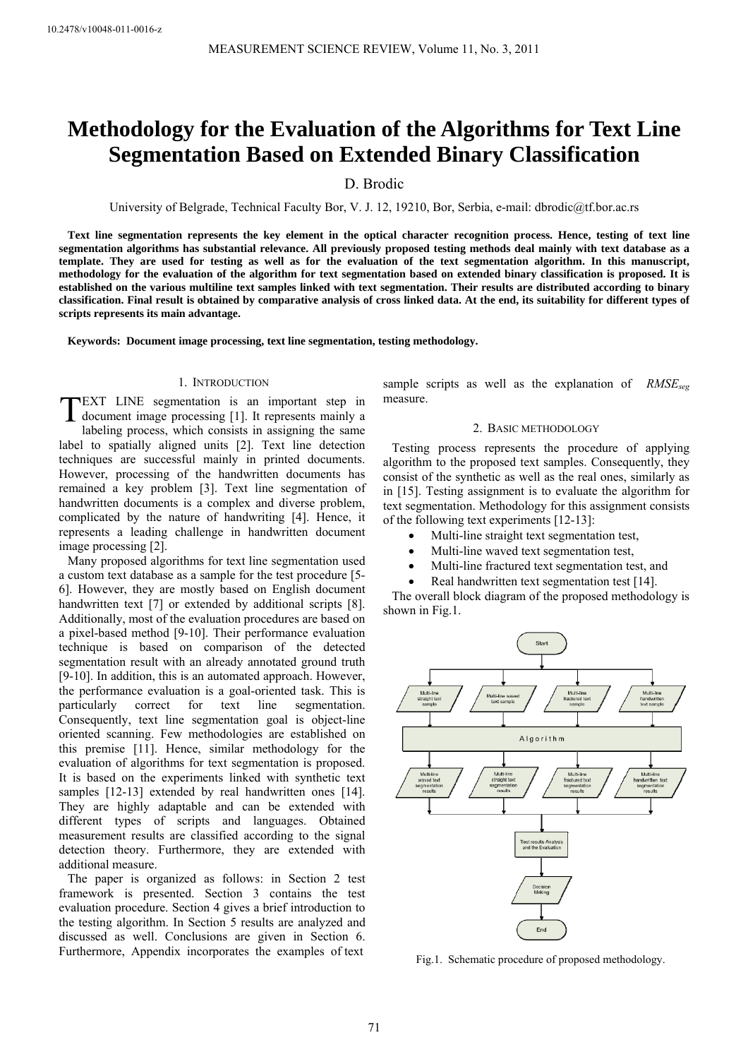10.2478/v10048-011-0016-z

# Methodology for the Evaluation of the Algorithms for Text Line Segmentation Based on Extended Binary Classification

D. Brodic

University of Belgrade, Technical Faculty Bor, V. J. 12, 19210, Bor, Serbia, e-mail: dbrodic@tf.bor.ac.rs

**Text line segmentation represents the key element in the optical character recognition process. Hence, testing of text line segmentation algorithms has substantial relevance. All previously proposed testing methods deal mainly with text database as a template. They are used for testing as well as for the evaluation of the text segmentation algorithm. In this manuscript, methodology for the evaluation of the algorithm for text segmentation based on extended binary classification is proposed. It is established on the various multiline text samples linked with text segmentation. Their results are distributed according to binary classification. Final result is obtained by comparative analysis of cross linked data. At the end, its suitability for different types of scripts represents its main advantage.**

**Keywords: Document image processing, text line segmentation, testing methodology.**

## 1. Introduction

TEXT LINE segmentation is an important step in document image processing [1]. It represents mainly a labeling process, which consists in assigning the same label to spatially aligned units [2]. Text line detection techniques are successful mainly in printed documents. However, processing of the handwritten documents has remained a key problem [3]. Text line segmentation of handwritten documents is a complex and diverse problem, complicated by the nature of handwriting [4]. Hence, it represents a leading challenge in handwritten document image processing [2].

Many proposed algorithms for text line segmentation used a custom text database as a sample for the test procedure [5-6]. However, they are mostly based on English document handwritten text [7] or extended by additional scripts [8]. Additionally, most of the evaluation procedures are based on a pixel-based method [9-10]. Their performance evaluation technique is based on comparison of the detected segmentation result with an already annotated ground truth [9-10]. In addition, this is an automated approach. However, the performance evaluation is a goal-oriented task. This is particularly correct for text line segmentation. Consequently, text line segmentation goal is object-line oriented scanning. Few methodologies are established on this premise [11]. Hence, similar methodology for the evaluation of algorithms for text segmentation is proposed. It is based on the experiments linked with synthetic text samples [12-13] extended by real handwritten ones [14]. They are highly adaptable and can be extended with different types of scripts and languages. Obtained measurement results are classified according to the signal detection theory. Furthermore, they are extended with additional measure.

The paper is organized as follows: in Section 2 test framework is presented. Section 3 contains the test evaluation procedure. Section 4 gives a brief introduction to the testing algorithm. In Section 5 results are analyzed and discussed as well. Conclusions are given in Section 6. Furthermore, Appendix incorporates the examples of text sample scripts as well as the explanation of $RMSE_{seg}$ measure.

## 2. Basic methodology

Testing process represents the procedure of applying algorithm to the proposed text samples. Consequently, they consist of the synthetic as well as the real ones, similarly as in [15]. Testing assignment is to evaluate the algorithm for text segmentation. Methodology for this assignment consists of the following text experiments [12-13]:

- Multi-line straight text segmentation test,
- Multi-line waved text segmentation test,
- Multi-line fractured text segmentation test, and
- Real handwritten text segmentation test [14].

The overall block diagram of the proposed methodology is shown in Fig.1.

Fig.1. Schematic procedure of proposed methodology.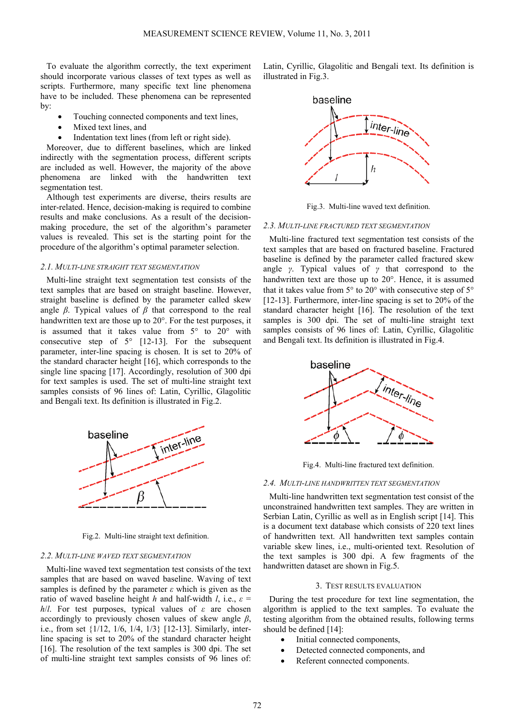To evaluate the algorithm correctly, the text experiment should incorporate various classes of text types as well as scripts. Furthermore, many specific text line phenomena have to be included. These phenomena can be represented by:

- Touching connected components and text lines,
- Mixed text lines, and
- Indentation text lines (from left or right side).

Moreover, due to different baselines, which are linked indirectly with the segmentation process, different scripts are included as well. However, the majority of the above phenomena are linked with the handwritten text segmentation test.

Although test experiments are diverse, theirs results are inter-related. Hence, decision-making is required to combine results and make conclusions. As a result of the decision-making procedure, the set of the algorithm's parameter values is revealed. This set is the starting point for the procedure of the algorithm's optimal parameter selection.

### 2.1. Multi-line straight text segmentation

Multi-line straight text segmentation test consists of the text samples that are based on straight baseline. However, straight baseline is defined by the parameter called skew angle $\beta$. Typical values of $\beta$ that correspond to the real handwritten text are those up to 20°. For the test purposes, it is assumed that it takes value from 5° to 20° with consecutive step of 5° [12-13]. For the subsequent parameter, inter-line spacing is chosen. It is set to 20% of the standard character height [16], which corresponds to the single line spacing [17]. Accordingly, resolution of 300 dpi for text samples is used. The set of multi-line straight text samples consists of 96 lines of: Latin, Cyrillic, Glagolitic and Bengali text. Its definition is illustrated in Fig.2.

Fig.2. Multi-line straight text definition.

### 2.2. Multi-line waved text segmentation

Multi-line waved text segmentation test consists of the text samples that are based on waved baseline. Waving of text samples is defined by the parameter $\varepsilon$ which is given as the ratio of waved baseline height $h$ and half-width $l$, i.e., $\varepsilon = h/l$. For test purposes, typical values of $\varepsilon$ are chosen accordingly to previously chosen values of skew angle $\beta$, i.e., from set {1/12, 1/6, 1/4, 1/3} [12-13]. Similarly, inter-line spacing is set to 20% of the standard character height [16]. The resolution of the text samples is 300 dpi. The set of multi-line straight text samples consists of 96 lines of: Latin, Cyrillic, Glagolitic and Bengali text. Its definition is illustrated in Fig.3.

Fig.3. Multi-line waved text definition.

### 2.3. Multi-line fractured text segmentation

Multi-line fractured text segmentation test consists of the text samples that are based on fractured baseline. Fractured baseline is defined by the parameter called fractured skew angle $\gamma$. Typical values of $\gamma$ that correspond to the handwritten text are those up to 20°. Hence, it is assumed that it takes value from 5° to 20° with consecutive step of 5° [12-13]. Furthermore, inter-line spacing is set to 20% of the standard character height [16]. The resolution of the text samples is 300 dpi. The set of multi-line straight text samples consists of 96 lines of: Latin, Cyrillic, Glagolitic and Bengali text. Its definition is illustrated in Fig.4.

Fig.4. Multi-line fractured text definition.

### 2.4. Multi-line handwritten text segmentation

Multi-line handwritten text segmentation test consist of the unconstrained handwritten text samples. They are written in Serbian Latin, Cyrillic as well as in English script [14]. This is a document text database which consists of 220 text lines of handwritten text. All handwritten text samples contain variable skew lines, i.e., multi-oriented text. Resolution of the text samples is 300 dpi. A few fragments of the handwritten dataset are shown in Fig.5.

## 3. Test results evaluation

During the test procedure for text line segmentation, the algorithm is applied to the text samples. To evaluate the testing algorithm from the obtained results, following terms should be defined [14]:

- Initial connected components,
- Detected connected components, and
- Referent connected components.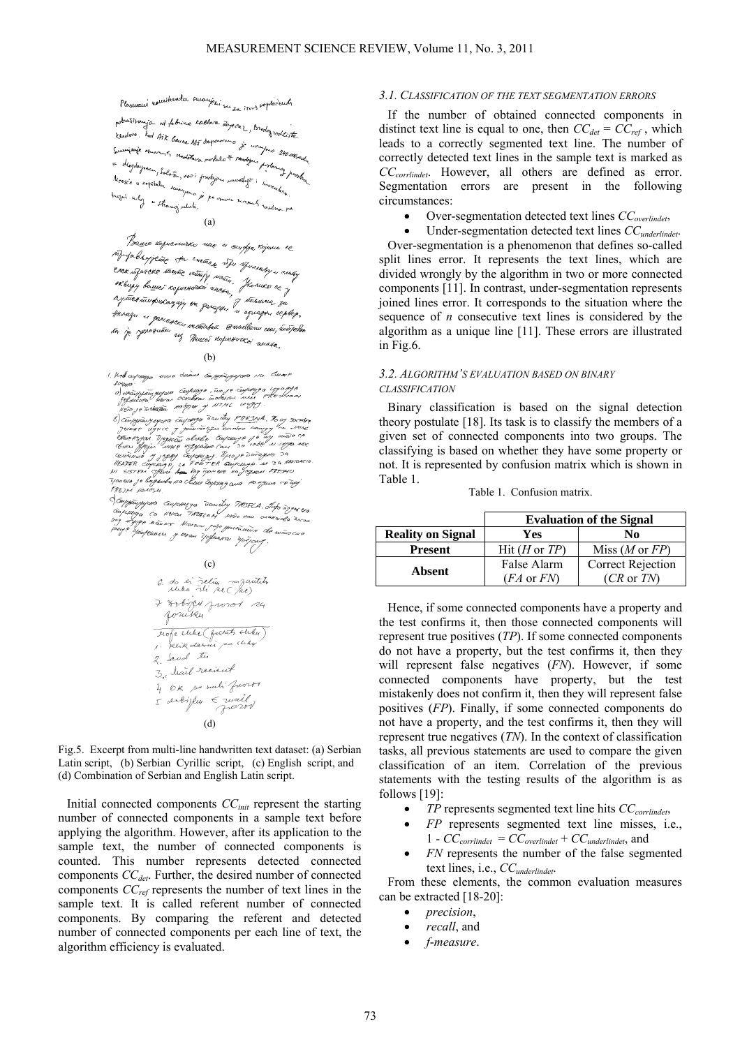Fig.5. Excerpt from multi-line handwritten text dataset: (a) Serbian Latin script, (b) Serbian Cyrillic script, (c) English script, and (d) Combination of Serbian and English Latin script.

Initial connected components $CC_{init}$ represent the starting number of connected components in a sample text before applying the algorithm. However, after its application to the sample text, the number of connected components is counted. This number represents detected connected components $CC_{det}$. Further, the desired number of connected components $CC_{ref}$ represents the number of text lines in the sample text. It is called referent number of connected components. By comparing the referent and detected number of connected components per each line of text, the algorithm efficiency is evaluated.

### 3.1. Classification of the text segmentation errors

If the number of obtained connected components in distinct text line is equal to one, then $CC_{det} = CC_{ref}$, which leads to a correctly segmented text line. The number of correctly detected text lines in the sample text is marked as $CC_{corrlindet}$. However, all others are defined as error. Segmentation errors are present in the following circumstances:

- Over-segmentation detected text lines $CC_{overlindet}$,
- Under-segmentation detected text lines $CC_{underlindet}$.

Over-segmentation is a phenomenon that defines so-called split lines error. It represents the text lines, which are divided wrongly by the algorithm in two or more connected components [11]. In contrast, under-segmentation represents joined lines error. It corresponds to the situation where the sequence of *n* consecutive text lines is considered by the algorithm as a unique line [11]. These errors are illustrated in Fig.6.

### 3.2. Algorithm's evaluation based on binary classification

Binary classification is based on the signal detection theory postulate [18]. Its task is to classify the members of a given set of connected components into two groups. The classifying is based on whether they have some property or not. It is represented by confusion matrix which is shown in Table 1.

Table 1. Confusion matrix.

| | Evaluation of the Signal | |
|---|---|---|
| **Reality on Signal** | **Yes** | **No** |
| **Present** | Hit (*H* or *TP*) | Miss (*M* or *FP*) |
| **Absent** | False Alarm (*FA* or *FN*) | Correct Rejection (*CR* or *TN*) |

Hence, if some connected components have a property and the test confirms it, then those connected components will represent true positives (*TP*). If some connected components do not have a property, but the test confirms it, then they will represent false negatives (*FN*). However, if some connected components have property, but the test mistakenly does not confirm it, then they will represent false positives (*FP*). Finally, if some connected components do not have a property, and the test confirms it, then they will represent true negatives (*TN*). In the context of classification tasks, all previous statements are used to compare the given classification of an item. Correlation of the previous statements with the testing results of the algorithm is as follows [19]:

- *TP* represents segmented text line hits $CC_{corrlindet}$,
- *FP* represents segmented text line misses, i.e., $1 - CC_{corrlindet} = CC_{overlindet} + CC_{underlindet}$, and
- *FN* represents the number of the false segmented text lines, i.e., $CC_{underlindet}$.

From these elements, the common evaluation measures can be extracted [18-20]:

- *precision*,
- *recall*, and
- *f-measure*.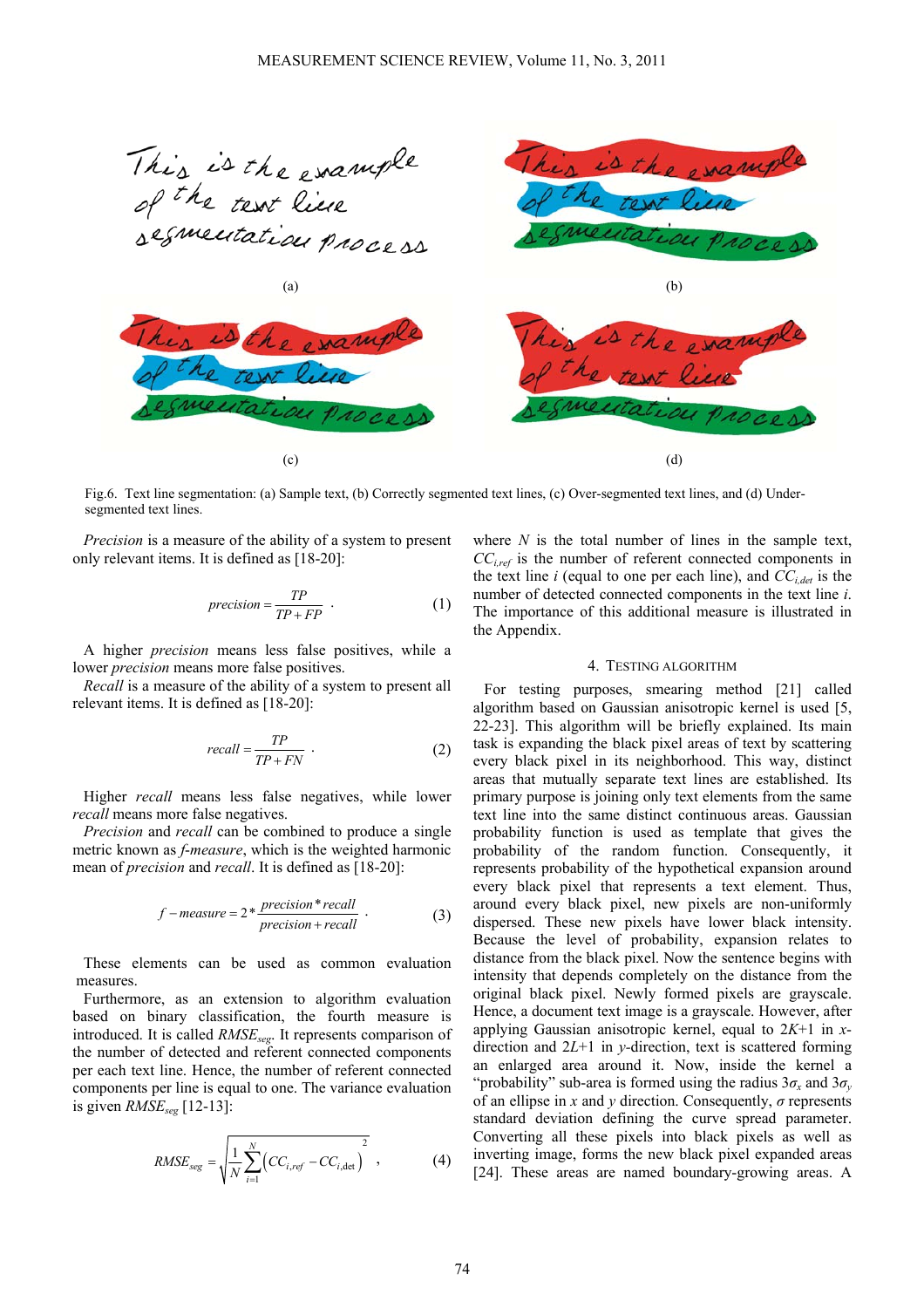Fig.6. Text line segmentation: (a) Sample text, (b) Correctly segmented text lines, (c) Over-segmented text lines, and (d) Under-segmented text lines.

*Precision* is a measure of the ability of a system to present only relevant items. It is defined as [18-20]:

$$precision = \frac{TP}{TP + FP} \quad (1)$$

A higher *precision* means less false positives, while a lower *precision* means more false positives.

*Recall* is a measure of the ability of a system to present all relevant items. It is defined as [18-20]:

$$recall = \frac{TP}{TP + FN} \quad (2)$$

Higher *recall* means less false negatives, while lower *recall* means more false negatives.

*Precision* and *recall* can be combined to produce a single metric known as *f-measure*, which is the weighted harmonic mean of *precision* and *recall*. It is defined as [18-20]:

$$f - measure = 2 * \frac{precision * recall}{precision + recall} \quad (3)$$

These elements can be used as common evaluation measures.

Furthermore, as an extension to algorithm evaluation based on binary classification, the fourth measure is introduced. It is called $RMSE_{seg}$. It represents comparison of the number of detected and referent connected components per each text line. Hence, the number of referent connected components per line is equal to one. The variance evaluation is given $RMSE_{seg}$ [12-13]:

$$RMSE_{seg} = \sqrt{\frac{1}{N}\sum_{i=1}^{N}\left(CC_{i,ref} - CC_{i,\det}\right)^2} \quad (4)$$

where $N$ is the total number of lines in the sample text, $CC_{i,ref}$ is the number of referent connected components in the text line $i$ (equal to one per each line), and $CC_{i,det}$ is the number of detected connected components in the text line $i$. The importance of this additional measure is illustrated in the Appendix.

## 4. Testing algorithm

For testing purposes, smearing method [21] called algorithm based on Gaussian anisotropic kernel is used [5, 22-23]. This algorithm will be briefly explained. Its main task is expanding the black pixel areas of text by scattering every black pixel in its neighborhood. This way, distinct areas that mutually separate text lines are established. Its primary purpose is joining only text elements from the same text line into the same distinct continuous areas. Gaussian probability function is used as template that gives the probability of the random function. Consequently, it represents probability of the hypothetical expansion around every black pixel that represents a text element. Thus, around every black pixel, new pixels are non-uniformly dispersed. These new pixels have lower black intensity. Because the level of probability, expansion relates to distance from the black pixel. Now the sentence begins with intensity that depends completely on the distance from the original black pixel. Newly formed pixels are grayscale. Hence, a document text image is a grayscale. However, after applying Gaussian anisotropic kernel, equal to $2K$+1 in $x$-direction and $2L$+1 in $y$-direction, text is scattered forming an enlarged area around it. Now, inside the kernel a "probability" sub-area is formed using the radius $3\sigma_x$ and $3\sigma_y$ of an ellipse in $x$ and $y$ direction. Consequently, $\sigma$ represents standard deviation defining the curve spread parameter. Converting all these pixels into black pixels as well as inverting image, forms the new black pixel expanded areas [24]. These areas are named boundary-growing areas. A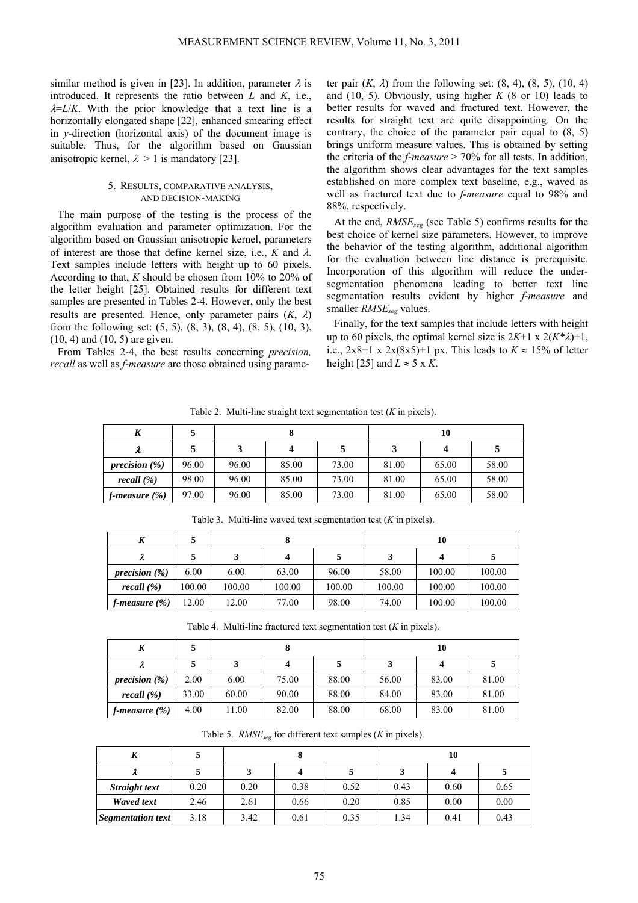similar method is given in [23]. In addition, parameter $\lambda$ is introduced. It represents the ratio between $L$ and $K$, i.e., $\lambda = L/K$. With the prior knowledge that a text line is a horizontally elongated shape [22], enhanced smearing effect in $y$-direction (horizontal axis) of the document image is suitable. Thus, for the algorithm based on Gaussian anisotropic kernel, $\lambda > 1$ is mandatory [23].

## 5. Results, comparative analysis, and decision-making

The main purpose of the testing is the process of the algorithm evaluation and parameter optimization. For the algorithm based on Gaussian anisotropic kernel, parameters of interest are those that define kernel size, i.e., $K$ and $\lambda$. Text samples include letters with height up to 60 pixels. According to that, $K$ should be chosen from 10% to 20% of the letter height [25]. Obtained results for different text samples are presented in Tables 2-4. However, only the best results are presented. Hence, only parameter pairs ($K$, $\lambda$) from the following set: (5, 5), (8, 3), (8, 4), (8, 5), (10, 3), (10, 4) and (10, 5) are given.

From Tables 2-4, the best results concerning *precision, recall* as well as *f-measure* are those obtained using parameter pair ($K$, $\lambda$) from the following set: (8, 4), (8, 5), (10, 4) and (10, 5). Obviously, using higher $K$ (8 or 10) leads to better results for waved and fractured text. However, the results for straight text are quite disappointing. On the contrary, the choice of the parameter pair equal to (8, 5) brings uniform measure values. This is obtained by setting the criteria of the *f-measure* > 70% for all tests. In addition, the algorithm shows clear advantages for the text samples established on more complex text baseline, e.g., waved as well as fractured text due to *f-measure* equal to 98% and 88%, respectively.

At the end, $RMSE_{seg}$ (see Table 5) confirms results for the best choice of kernel size parameters. However, to improve the behavior of the testing algorithm, additional algorithm for the evaluation between line distance is prerequisite. Incorporation of this algorithm will reduce the under-segmentation phenomena leading to better text line segmentation results evident by higher *f-measure* and smaller $RMSE_{seg}$ values.

Finally, for the text samples that include letters with height up to 60 pixels, the optimal kernel size is $2K+1 \times 2(K*\lambda)+1$, i.e., $2x8+1 \times 2x(8x5)+1$ px. This leads to $K \approx 15\%$ of letter height [25] and $L \approx 5 \times K$.

Table 2. Multi-line straight text segmentation test ($K$ in pixels).

| $K$ | 5 | 8 | | | 10 | | |
|---|---|---|---|---|---|---|---|
| $\lambda$ | 5 | 3 | 4 | 5 | 3 | 4 | 5 |
| *precision (%)* | 96.00 | 96.00 | 85.00 | 73.00 | 81.00 | 65.00 | 58.00 |
| *recall (%)* | 98.00 | 96.00 | 85.00 | 73.00 | 81.00 | 65.00 | 58.00 |
| *f-measure (%)* | 97.00 | 96.00 | 85.00 | 73.00 | 81.00 | 65.00 | 58.00 |

Table 3. Multi-line waved text segmentation test ($K$ in pixels).

| $K$ | 5 | 8 | | | 10 | | |
|---|---|---|---|---|---|---|---|
| $\lambda$ | 5 | 3 | 4 | 5 | 3 | 4 | 5 |
| *precision (%)* | 6.00 | 6.00 | 63.00 | 96.00 | 58.00 | 100.00 | 100.00 |
| *recall (%)* | 100.00 | 100.00 | 100.00 | 100.00 | 100.00 | 100.00 | 100.00 |
| *f-measure (%)* | 12.00 | 12.00 | 77.00 | 98.00 | 74.00 | 100.00 | 100.00 |

Table 4. Multi-line fractured text segmentation test ($K$ in pixels).

| $K$ | 5 | 8 | | | 10 | | |
|---|---|---|---|---|---|---|---|
| $\lambda$ | 5 | 3 | 4 | 5 | 3 | 4 | 5 |
| *precision (%)* | 2.00 | 6.00 | 75.00 | 88.00 | 56.00 | 83.00 | 81.00 |
| *recall (%)* | 33.00 | 60.00 | 90.00 | 88.00 | 84.00 | 83.00 | 81.00 |
| *f-measure (%)* | 4.00 | 11.00 | 82.00 | 88.00 | 68.00 | 83.00 | 81.00 |

Table 5. $RMSE_{seg}$ for different text samples ($K$ in pixels).

| $K$ | 5 | 8 | | | 10 | | |
|---|---|---|---|---|---|---|---|
| $\lambda$ | 5 | 3 | 4 | 5 | 3 | 4 | 5 |
| ***Straight text*** | 0.20 | 0.20 | 0.38 | 0.52 | 0.43 | 0.60 | 0.65 |
| ***Waved text*** | 2.46 | 2.61 | 0.66 | 0.20 | 0.85 | 0.00 | 0.00 |
| ***Segmentation text*** | 3.18 | 3.42 | 0.61 | 0.35 | 1.34 | 0.41 | 0.43 |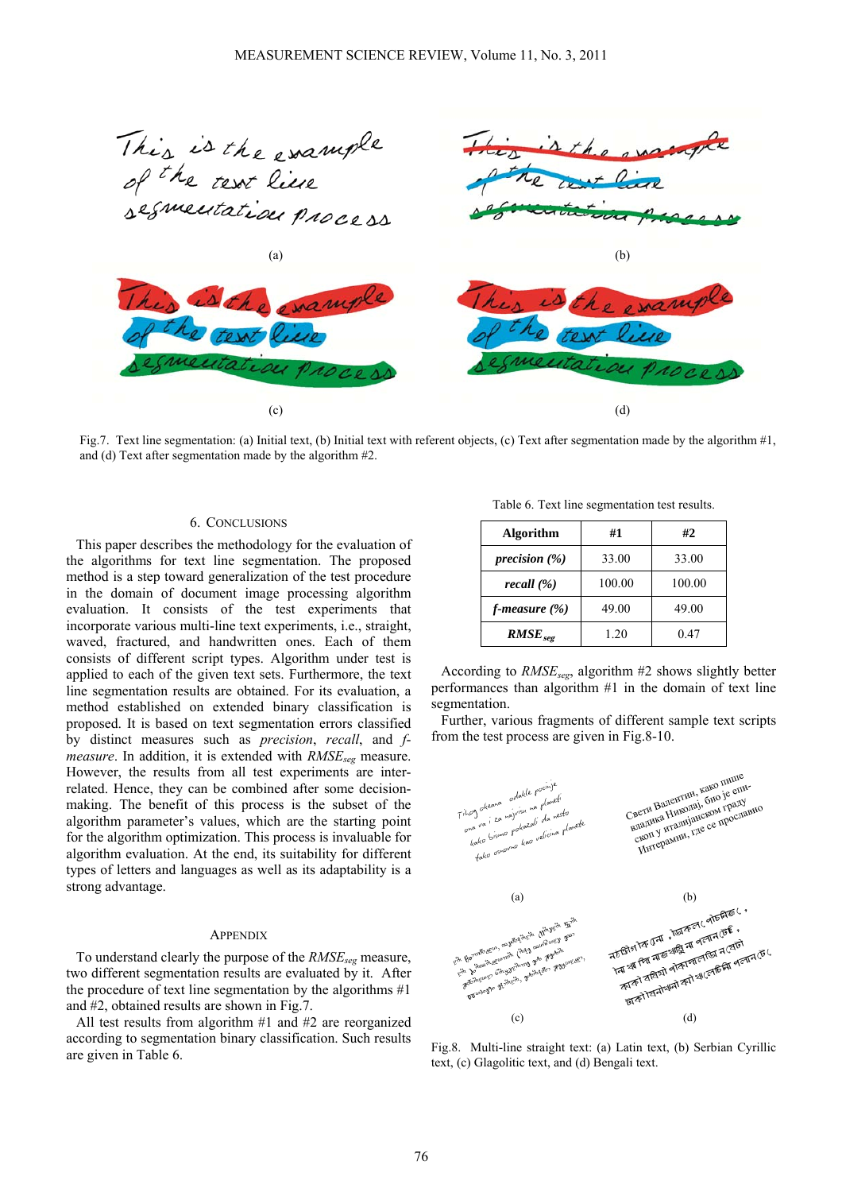Fig.7. Text line segmentation: (a) Initial text, (b) Initial text with referent objects, (c) Text after segmentation made by the algorithm #1, and (d) Text after segmentation made by the algorithm #2.

## 6. CONCLUSIONS

This paper describes the methodology for the evaluation of the algorithms for text line segmentation. The proposed method is a step toward generalization of the test procedure in the domain of document image processing algorithm evaluation. It consists of the test experiments that incorporate various multi-line text experiments, i.e., straight, waved, fractured, and handwritten ones. Each of them consists of different script types. Algorithm under test is applied to each of the given text sets. Furthermore, the text line segmentation results are obtained. For its evaluation, a method established on extended binary classification is proposed. It is based on text segmentation errors classified by distinct measures such as *precision*, *recall*, and *f-measure*. In addition, it is extended with $RMSE_{seg}$ measure. However, the results from all test experiments are inter-related. Hence, they can be combined after some decision-making. The benefit of this process is the subset of the algorithm parameter's values, which are the starting point for the algorithm optimization. This process is invaluable for algorithm evaluation. At the end, its suitability for different types of letters and languages as well as its adaptability is a strong advantage.

## APPENDIX

To understand clearly the purpose of the $RMSE_{seg}$ measure, two different segmentation results are evaluated by it. After the procedure of text line segmentation by the algorithms #1 and #2, obtained results are shown in Fig.7.

All test results from algorithm #1 and #2 are reorganized according to segmentation binary classification. Such results are given in Table 6.

Table 6. Text line segmentation test results.

| Algorithm | #1 | #2 |
|---|---|---|
| ***precision (%)*** | 33.00 | 33.00 |
| ***recall (%)*** | 100.00 | 100.00 |
| ***f-measure (%)*** | 49.00 | 49.00 |
| $RMSE_{seg}$ | 1.20 | 0.47 |

According to $RMSE_{seg}$, algorithm #2 shows slightly better performances than algorithm #1 in the domain of text line segmentation.

Further, various fragments of different sample text scripts from the test process are given in Fig.8-10.

Fig.8. Multi-line straight text: (a) Latin text, (b) Serbian Cyrillic text, (c) Glagolitic text, and (d) Bengali text.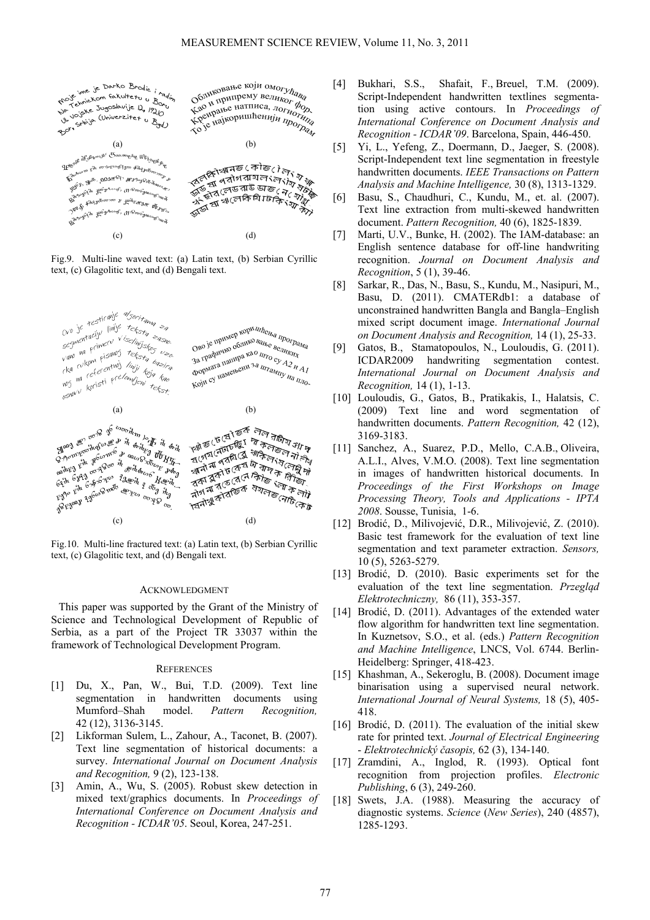Fig.9. Multi-line waved text: (a) Latin text, (b) Serbian Cyrillic text, (c) Glagolitic text, and (d) Bengali text.

Fig.10. Multi-line fractured text: (a) Latin text, (b) Serbian Cyrillic text, (c) Glagolitic text, and (d) Bengali text.

## ACKNOWLEDGMENT

This paper was supported by the Grant of the Ministry of Science and Technological Development of Republic of Serbia, as a part of the Project TR 33037 within the framework of Technological Development Program.

## REFERENCES

[1] Du, X., Pan, W., Bui, T.D. (2009). Text line segmentation in handwritten documents using Mumford–Shah model. *Pattern Recognition,* 42 (12), 3136-3145.

[2] Likforman Sulem, L., Zahour, A., Taconet, B. (2007). Text line segmentation of historical documents: a survey. *International Journal on Document Analysis and Recognition,* 9 (2), 123-138.

[3] Amin, A., Wu, S. (2005). Robust skew detection in mixed text/graphics documents. In *Proceedings of International Conference on Document Analysis and Recognition - ICDAR'05*. Seoul, Korea, 247-251.

[4] Bukhari, S.S., Shafait, F., Breuel, T.M. (2009). Script-Independent handwritten textlines segmentation using active contours. In *Proceedings of International Conference on Document Analysis and Recognition - ICDAR'09*. Barcelona, Spain, 446-450.

[5] Yi, L., Yefeng, Z., Doermann, D., Jaeger, S. (2008). Script-Independent text line segmentation in freestyle handwritten documents. *IEEE Transactions on Pattern Analysis and Machine Intelligence,* 30 (8), 1313-1329.

[6] Basu, S., Chaudhuri, C., Kundu, M., et. al. (2007). Text line extraction from multi-skewed handwritten document. *Pattern Recognition,* 40 (6), 1825-1839.

[7] Marti, U.V., Bunke, H. (2002). The IAM-database: an English sentence database for off-line handwriting recognition. *Journal on Document Analysis and Recognition*, 5 (1), 39-46.

[8] Sarkar, R., Das, N., Basu, S., Kundu, M., Nasipuri, M., Basu, D. (2011). CMATERdb1: a database of unconstrained handwritten Bangla and Bangla–English mixed script document image. *International Journal on Document Analysis and Recognition,* 14 (1), 25-33.

[9] Gatos, B., Stamatopoulos, N., Louloudis, G. (2011). ICDAR2009 handwriting segmentation contest. *International Journal on Document Analysis and Recognition,* 14 (1), 1-13.

[10] Louloudis, G., Gatos, B., Pratikakis, I., Halatsis, C. (2009) Text line and word segmentation of handwritten documents. *Pattern Recognition,* 42 (12), 3169-3183.

[11] Sanchez, A., Suarez, P.D., Mello, C.A.B., Oliveira, A.L.I., Alves, V.M.O. (2008). Text line segmentation in images of handwritten historical documents. In *Proceedings of the First Workshops on Image Processing Theory, Tools and Applications - IPTA 2008*. Sousse, Tunisia, 1-6.

[12] Brodić, D., Milivojević, D.R., Milivojević, Z. (2010). Basic test framework for the evaluation of text line segmentation and text parameter extraction. *Sensors,* 10 (5), 5263-5279.

[13] Brodić, D. (2010). Basic experiments set for the evaluation of the text line segmentation. *Przegląd Elektrotechniczny,* 86 (11), 353-357.

[14] Brodić, D. (2011). Advantages of the extended water flow algorithm for handwritten text line segmentation. In Kuznetsov, S.O., et al. (eds.) *Pattern Recognition and Machine Intelligence*, LNCS, Vol. 6744. Berlin-Heidelberg: Springer, 418-423.

[15] Khashman, A., Sekeroglu, B. (2008). Document image binarisation using a supervised neural network. *International Journal of Neural Systems,* 18 (5), 405-418.

[16] Brodić, D. (2011). The evaluation of the initial skew rate for printed text. *Journal of Electrical Engineering - Elektrotechnický časopis,* 62 (3), 134-140.

[17] Zramdini, A., Inglod, R. (1993). Optical font recognition from projection profiles. *Electronic Publishing*, 6 (3), 249-260.

[18] Swets, J.A. (1988). Measuring the accuracy of diagnostic systems. *Science* (*New Series*), 240 (4857), 1285-1293.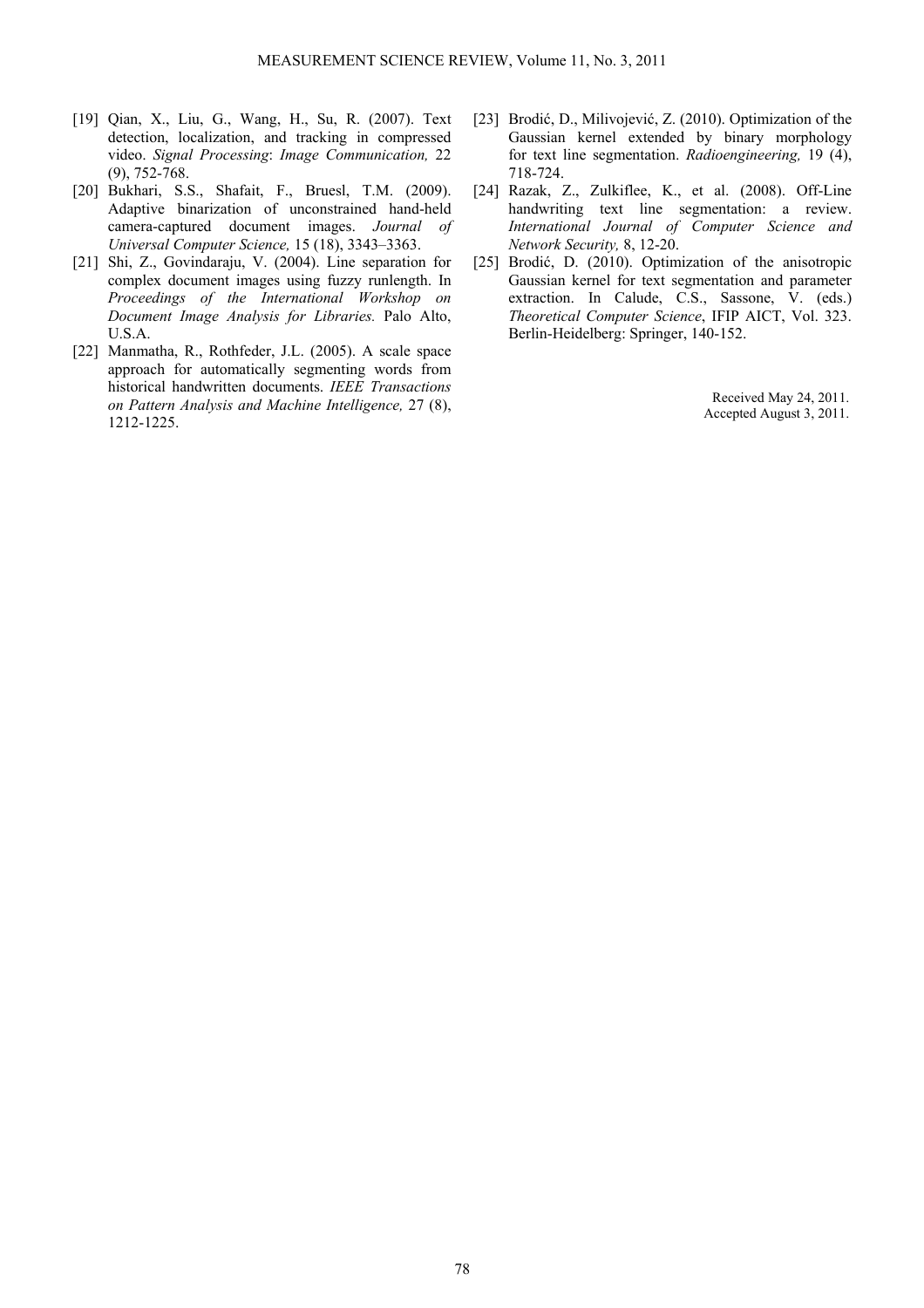[19] Qian, X., Liu, G., Wang, H., Su, R. (2007). Text detection, localization, and tracking in compressed video. *Signal Processing*: *Image Communication,* 22 (9), 752-768.

[20] Bukhari, S.S., Shafait, F., Bruesl, T.M. (2009). Adaptive binarization of unconstrained hand-held camera-captured document images. *Journal of Universal Computer Science,* 15 (18), 3343–3363.

[21] Shi, Z., Govindaraju, V. (2004). Line separation for complex document images using fuzzy runlength. In *Proceedings of the International Workshop on Document Image Analysis for Libraries.* Palo Alto, U.S.A.

[22] Manmatha, R., Rothfeder, J.L. (2005). A scale space approach for automatically segmenting words from historical handwritten documents. *IEEE Transactions on Pattern Analysis and Machine Intelligence,* 27 (8), 1212-1225.

[23] Brodić, D., Milivojević, Z. (2010). Optimization of the Gaussian kernel extended by binary morphology for text line segmentation. *Radioengineering,* 19 (4), 718-724.

[24] Razak, Z., Zulkiflee, K., et al. (2008). Off-Line handwriting text line segmentation: a review. *International Journal of Computer Science and Network Security,* 8, 12-20.

[25] Brodić, D. (2010). Optimization of the anisotropic Gaussian kernel for text segmentation and parameter extraction. In Calude, C.S., Sassone, V. (eds.) *Theoretical Computer Science*, IFIP AICT, Vol. 323. Berlin-Heidelberg: Springer, 140-152.

Received May 24, 2011.
Accepted August 3, 2011.